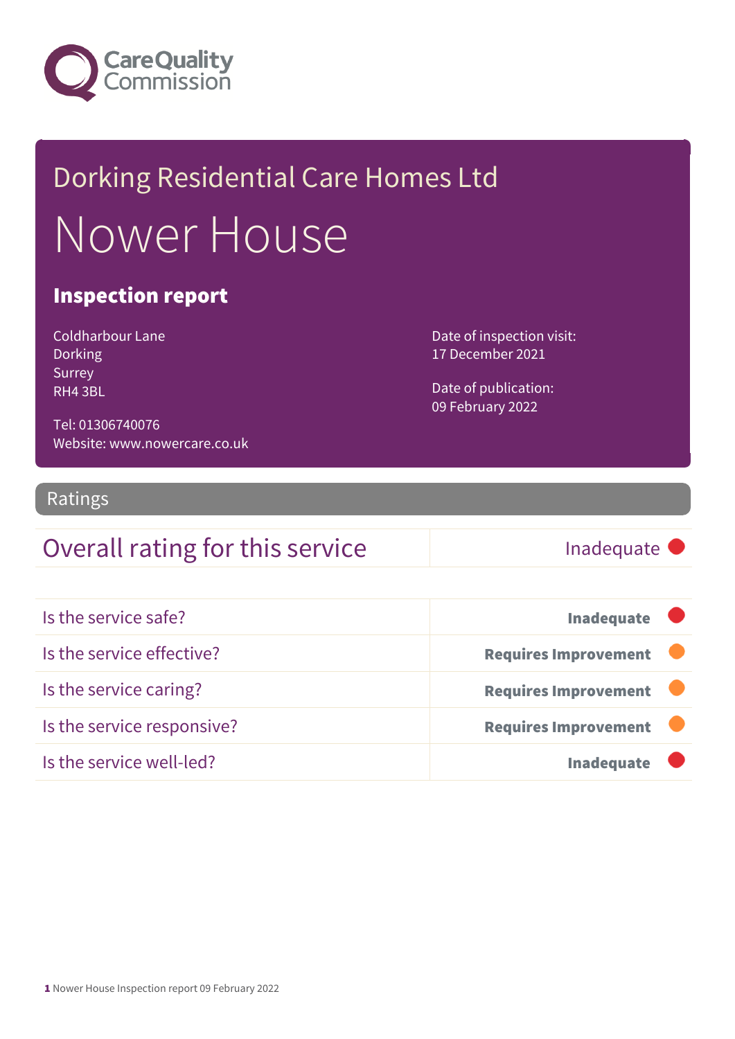Dorking Residential Care Homes Ltd

# Nower House

## Inspection report

Coldharbour Lane
Dorking
Surrey
RH4 3BL

Tel: 01306740076
Website: www.nowercare.co.uk

Date of inspection visit:
17 December 2021

Date of publication:
09 February 2022

## Ratings

| Overall rating for this service | Inadequate |
|---|---|

| Is the service safe? | **Inadequate** |
|---|---|
| Is the service effective? | **Requires Improvement** |
| Is the service caring? | **Requires Improvement** |
| Is the service responsive? | **Requires Improvement** |
| Is the service well-led? | **Inadequate** |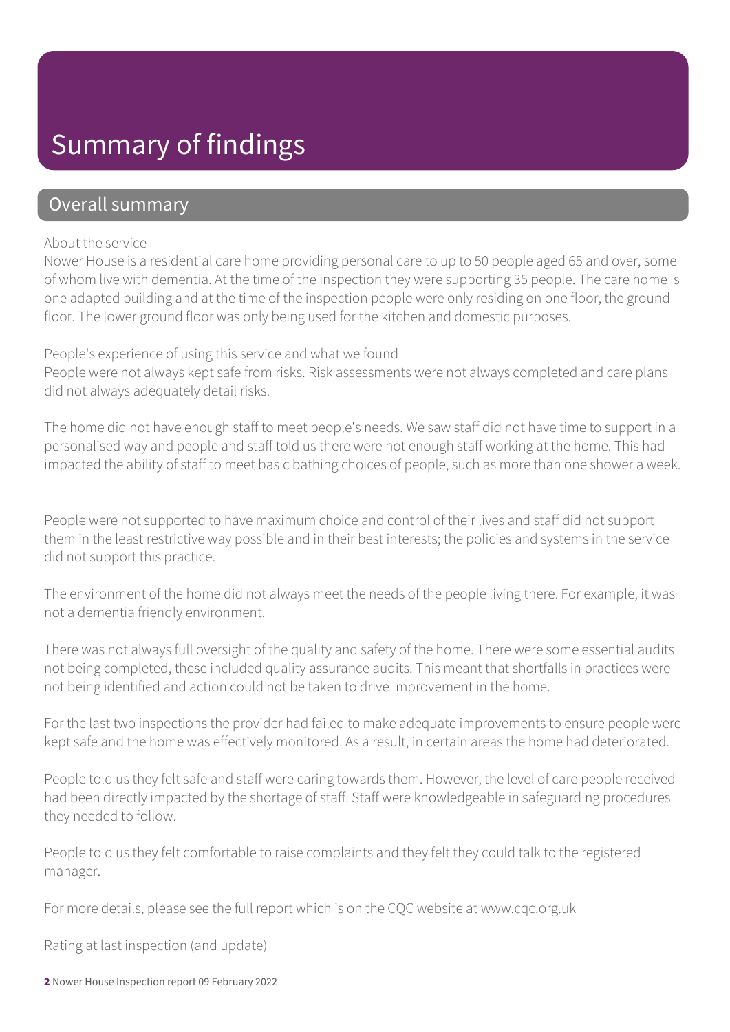# Summary of findings

## Overall summary

About the service

Nower House is a residential care home providing personal care to up to 50 people aged 65 and over, some of whom live with dementia. At the time of the inspection they were supporting 35 people. The care home is one adapted building and at the time of the inspection people were only residing on one floor, the ground floor. The lower ground floor was only being used for the kitchen and domestic purposes.

People's experience of using this service and what we found

People were not always kept safe from risks. Risk assessments were not always completed and care plans did not always adequately detail risks.

The home did not have enough staff to meet people's needs. We saw staff did not have time to support in a personalised way and people and staff told us there were not enough staff working at the home. This had impacted the ability of staff to meet basic bathing choices of people, such as more than one shower a week.

People were not supported to have maximum choice and control of their lives and staff did not support them in the least restrictive way possible and in their best interests; the policies and systems in the service did not support this practice.

The environment of the home did not always meet the needs of the people living there. For example, it was not a dementia friendly environment.

There was not always full oversight of the quality and safety of the home. There were some essential audits not being completed, these included quality assurance audits. This meant that shortfalls in practices were not being identified and action could not be taken to drive improvement in the home.

For the last two inspections the provider had failed to make adequate improvements to ensure people were kept safe and the home was effectively monitored. As a result, in certain areas the home had deteriorated.

People told us they felt safe and staff were caring towards them. However, the level of care people received had been directly impacted by the shortage of staff. Staff were knowledgeable in safeguarding procedures they needed to follow.

People told us they felt comfortable to raise complaints and they felt they could talk to the registered manager.

For more details, please see the full report which is on the CQC website at www.cqc.org.uk

Rating at last inspection (and update)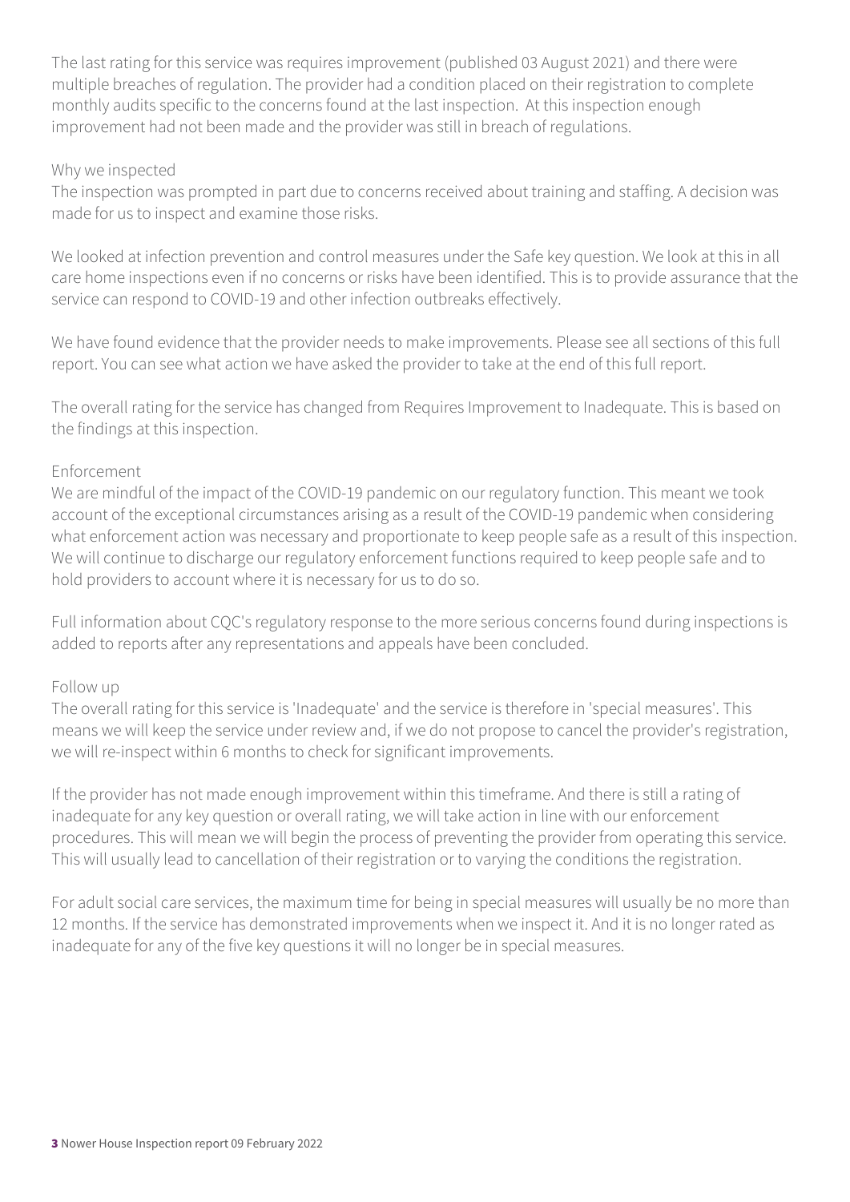The last rating for this service was requires improvement (published 03 August 2021) and there were multiple breaches of regulation. The provider had a condition placed on their registration to complete monthly audits specific to the concerns found at the last inspection. At this inspection enough improvement had not been made and the provider was still in breach of regulations.

## Why we inspected

The inspection was prompted in part due to concerns received about training and staffing. A decision was made for us to inspect and examine those risks.

We looked at infection prevention and control measures under the Safe key question. We look at this in all care home inspections even if no concerns or risks have been identified. This is to provide assurance that the service can respond to COVID-19 and other infection outbreaks effectively.

We have found evidence that the provider needs to make improvements. Please see all sections of this full report. You can see what action we have asked the provider to take at the end of this full report.

The overall rating for the service has changed from Requires Improvement to Inadequate. This is based on the findings at this inspection.

## Enforcement

We are mindful of the impact of the COVID-19 pandemic on our regulatory function. This meant we took account of the exceptional circumstances arising as a result of the COVID-19 pandemic when considering what enforcement action was necessary and proportionate to keep people safe as a result of this inspection. We will continue to discharge our regulatory enforcement functions required to keep people safe and to hold providers to account where it is necessary for us to do so.

Full information about CQC's regulatory response to the more serious concerns found during inspections is added to reports after any representations and appeals have been concluded.

## Follow up

The overall rating for this service is 'Inadequate' and the service is therefore in 'special measures'. This means we will keep the service under review and, if we do not propose to cancel the provider's registration, we will re-inspect within 6 months to check for significant improvements.

If the provider has not made enough improvement within this timeframe. And there is still a rating of inadequate for any key question or overall rating, we will take action in line with our enforcement procedures. This will mean we will begin the process of preventing the provider from operating this service. This will usually lead to cancellation of their registration or to varying the conditions the registration.

For adult social care services, the maximum time for being in special measures will usually be no more than 12 months. If the service has demonstrated improvements when we inspect it. And it is no longer rated as inadequate for any of the five key questions it will no longer be in special measures.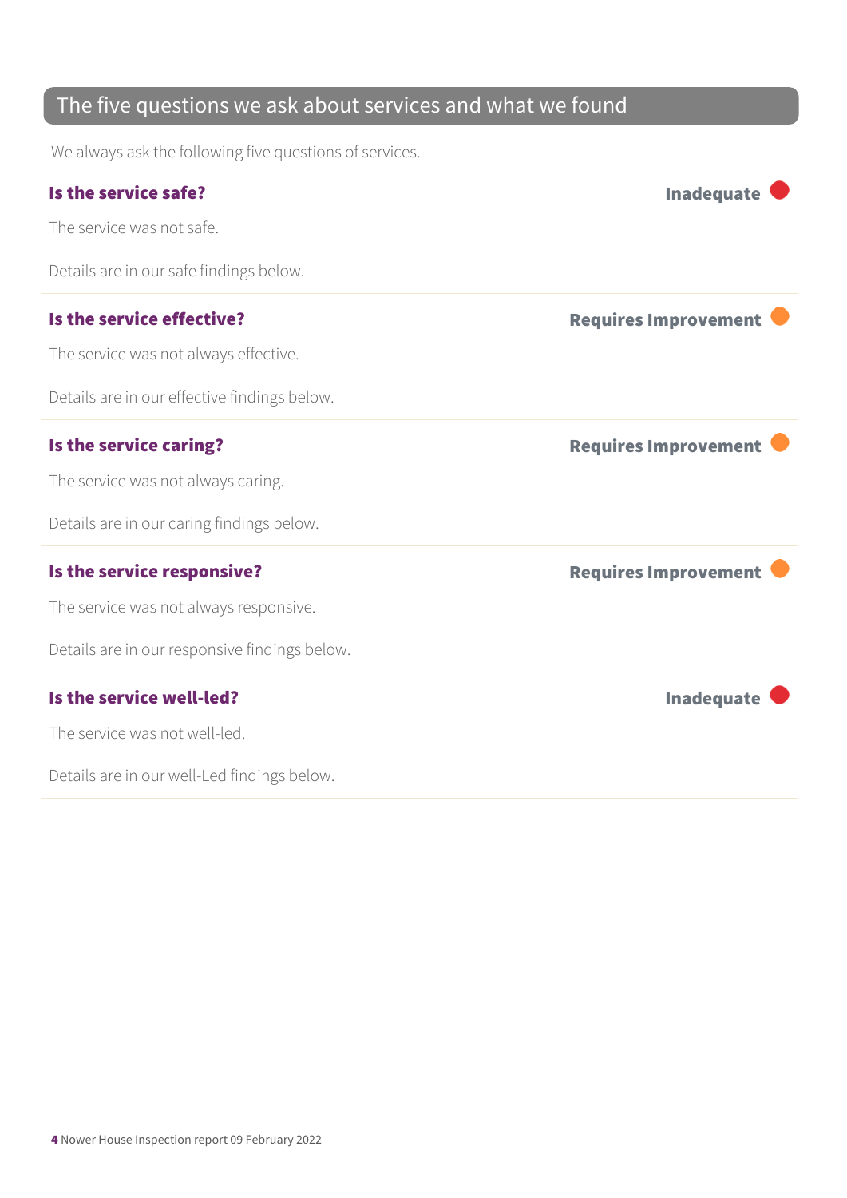## The five questions we ask about services and what we found

We always ask the following five questions of services.

| | |
|---|---|
| **Is the service safe?**<br><br>The service was not safe.<br><br>Details are in our safe findings below. | **Inadequate** |
| **Is the service effective?**<br><br>The service was not always effective.<br><br>Details are in our effective findings below. | **Requires Improvement** |
| **Is the service caring?**<br><br>The service was not always caring.<br><br>Details are in our caring findings below. | **Requires Improvement** |
| **Is the service responsive?**<br><br>The service was not always responsive.<br><br>Details are in our responsive findings below. | **Requires Improvement** |
| **Is the service well-led?**<br><br>The service was not well-led.<br><br>Details are in our well-Led findings below. | **Inadequate** |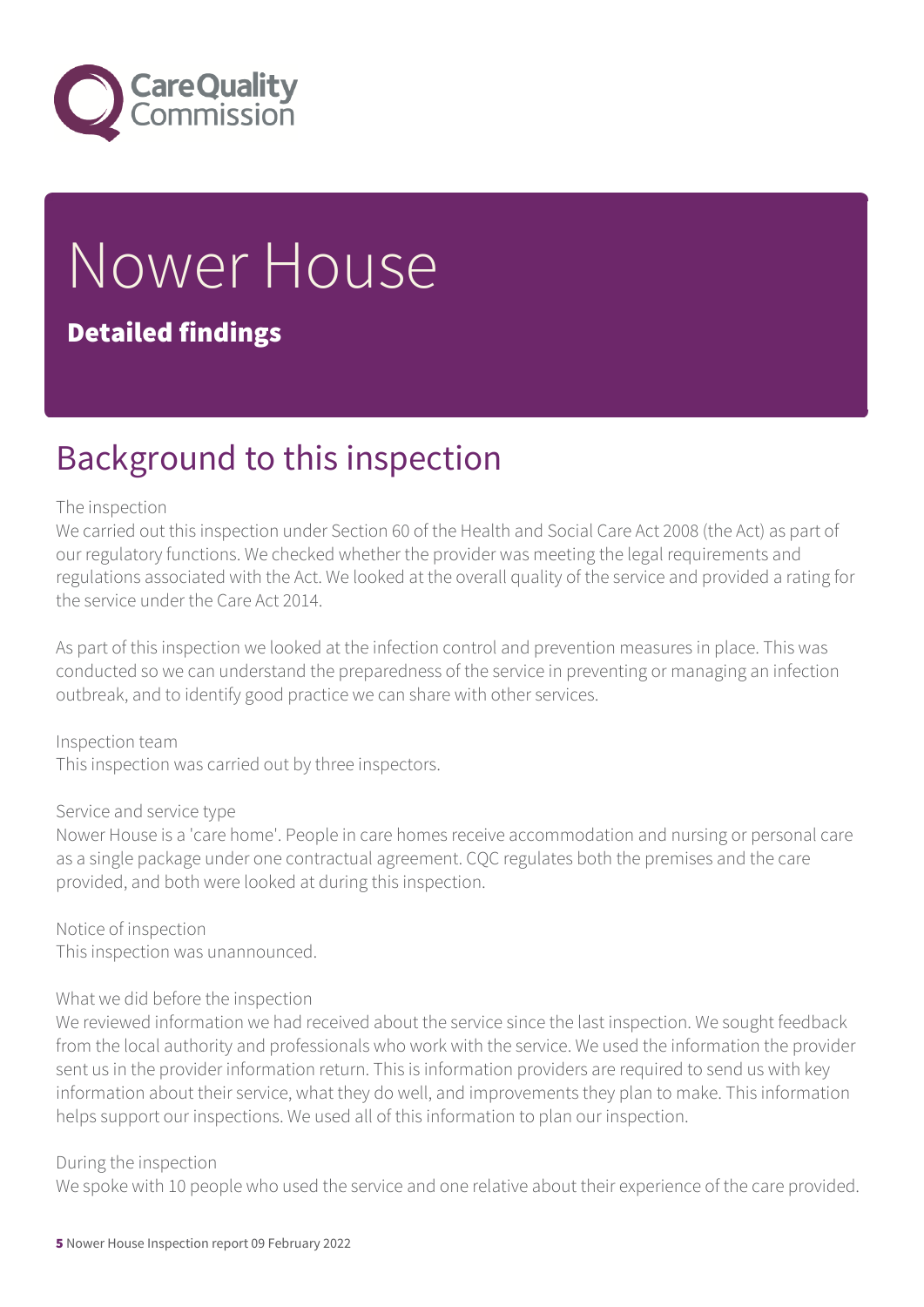# Nower House

**Detailed findings**

## Background to this inspection

The inspection

We carried out this inspection under Section 60 of the Health and Social Care Act 2008 (the Act) as part of our regulatory functions. We checked whether the provider was meeting the legal requirements and regulations associated with the Act. We looked at the overall quality of the service and provided a rating for the service under the Care Act 2014.

As part of this inspection we looked at the infection control and prevention measures in place. This was conducted so we can understand the preparedness of the service in preventing or managing an infection outbreak, and to identify good practice we can share with other services.

Inspection team

This inspection was carried out by three inspectors.

Service and service type

Nower House is a 'care home'. People in care homes receive accommodation and nursing or personal care as a single package under one contractual agreement. CQC regulates both the premises and the care provided, and both were looked at during this inspection.

Notice of inspection

This inspection was unannounced.

What we did before the inspection

We reviewed information we had received about the service since the last inspection. We sought feedback from the local authority and professionals who work with the service. We used the information the provider sent us in the provider information return. This is information providers are required to send us with key information about their service, what they do well, and improvements they plan to make. This information helps support our inspections. We used all of this information to plan our inspection.

During the inspection

We spoke with 10 people who used the service and one relative about their experience of the care provided.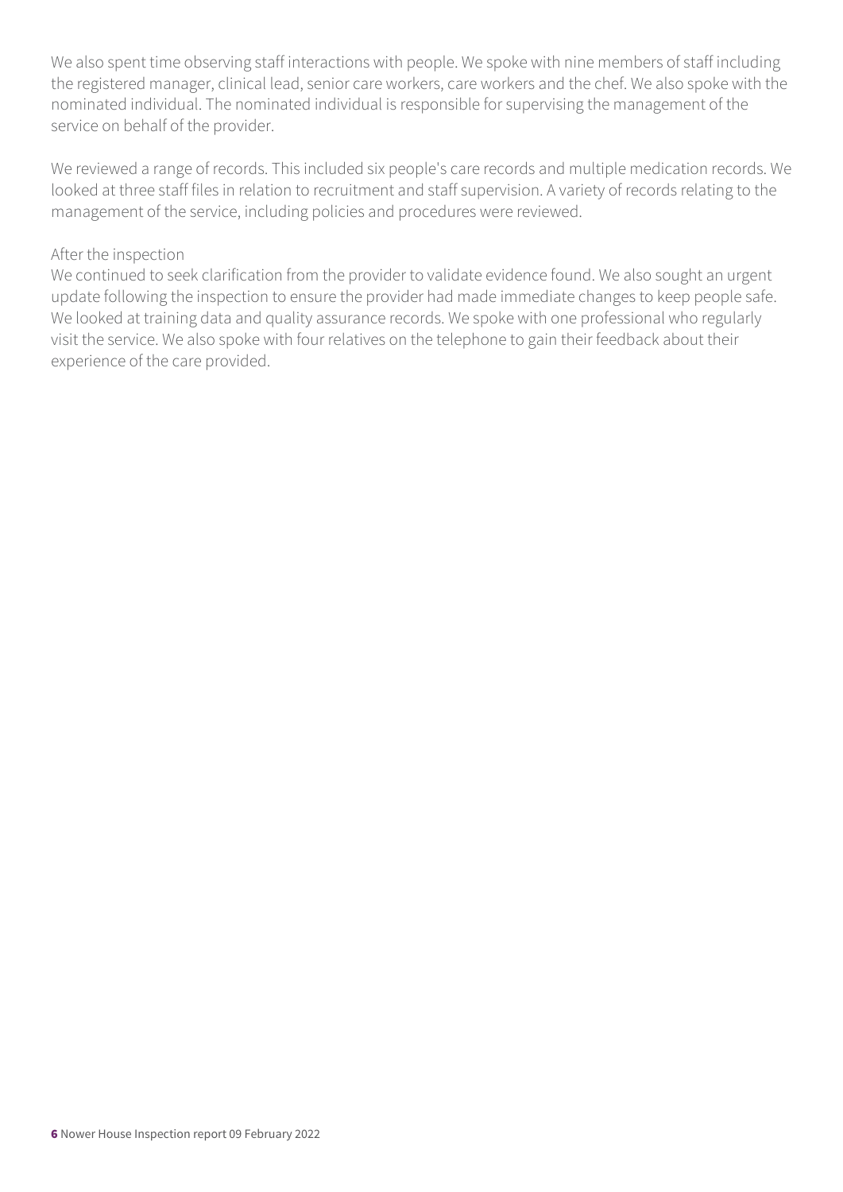We also spent time observing staff interactions with people. We spoke with nine members of staff including the registered manager, clinical lead, senior care workers, care workers and the chef. We also spoke with the nominated individual. The nominated individual is responsible for supervising the management of the service on behalf of the provider.

We reviewed a range of records. This included six people's care records and multiple medication records. We looked at three staff files in relation to recruitment and staff supervision. A variety of records relating to the management of the service, including policies and procedures were reviewed.

After the inspection

We continued to seek clarification from the provider to validate evidence found. We also sought an urgent update following the inspection to ensure the provider had made immediate changes to keep people safe. We looked at training data and quality assurance records. We spoke with one professional who regularly visit the service. We also spoke with four relatives on the telephone to gain their feedback about their experience of the care provided.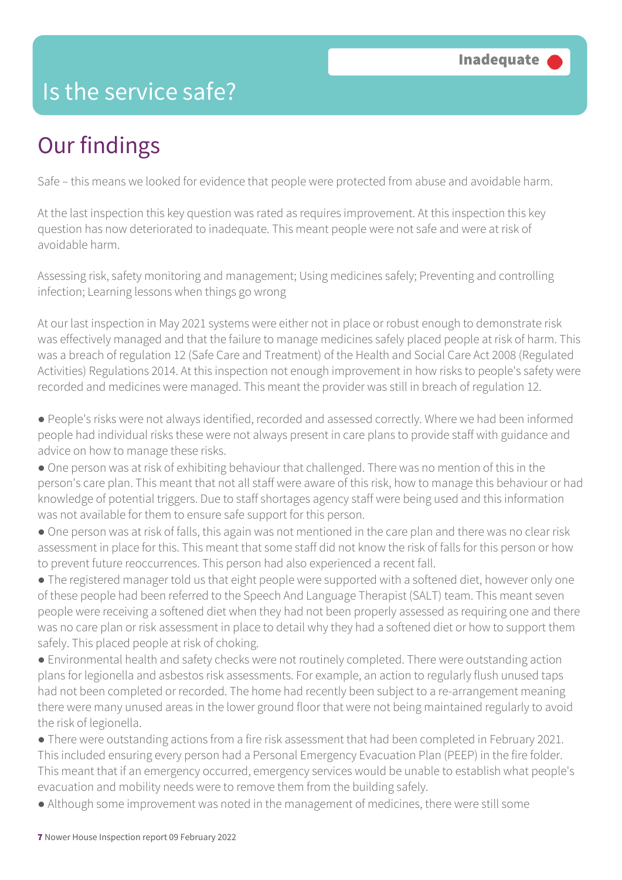# Is the service safe?

**Inadequate**

## Our findings

Safe – this means we looked for evidence that people were protected from abuse and avoidable harm.

At the last inspection this key question was rated as requires improvement. At this inspection this key question has now deteriorated to inadequate. This meant people were not safe and were at risk of avoidable harm.

Assessing risk, safety monitoring and management; Using medicines safely; Preventing and controlling infection; Learning lessons when things go wrong

At our last inspection in May 2021 systems were either not in place or robust enough to demonstrate risk was effectively managed and that the failure to manage medicines safely placed people at risk of harm. This was a breach of regulation 12 (Safe Care and Treatment) of the Health and Social Care Act 2008 (Regulated Activities) Regulations 2014. At this inspection not enough improvement in how risks to people's safety were recorded and medicines were managed. This meant the provider was still in breach of regulation 12.

- People's risks were not always identified, recorded and assessed correctly. Where we had been informed people had individual risks these were not always present in care plans to provide staff with guidance and advice on how to manage these risks.
- One person was at risk of exhibiting behaviour that challenged. There was no mention of this in the person's care plan. This meant that not all staff were aware of this risk, how to manage this behaviour or had knowledge of potential triggers. Due to staff shortages agency staff were being used and this information was not available for them to ensure safe support for this person.
- One person was at risk of falls, this again was not mentioned in the care plan and there was no clear risk assessment in place for this. This meant that some staff did not know the risk of falls for this person or how to prevent future reoccurrences. This person had also experienced a recent fall.
- The registered manager told us that eight people were supported with a softened diet, however only one of these people had been referred to the Speech And Language Therapist (SALT) team. This meant seven people were receiving a softened diet when they had not been properly assessed as requiring one and there was no care plan or risk assessment in place to detail why they had a softened diet or how to support them safely. This placed people at risk of choking.
- Environmental health and safety checks were not routinely completed. There were outstanding action plans for legionella and asbestos risk assessments. For example, an action to regularly flush unused taps had not been completed or recorded. The home had recently been subject to a re-arrangement meaning there were many unused areas in the lower ground floor that were not being maintained regularly to avoid the risk of legionella.
- There were outstanding actions from a fire risk assessment that had been completed in February 2021. This included ensuring every person had a Personal Emergency Evacuation Plan (PEEP) in the fire folder. This meant that if an emergency occurred, emergency services would be unable to establish what people's evacuation and mobility needs were to remove them from the building safely.
- Although some improvement was noted in the management of medicines, there were still some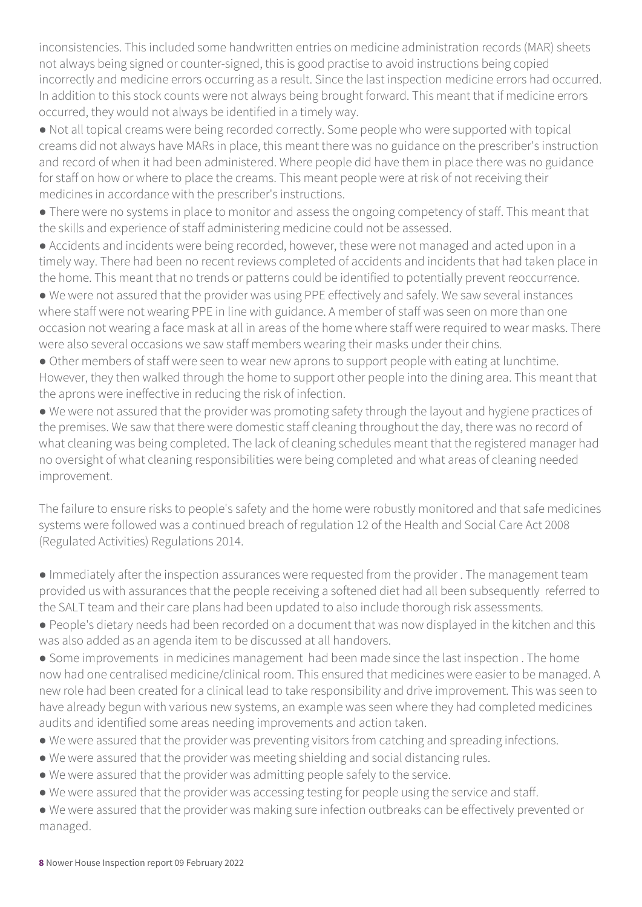inconsistencies. This included some handwritten entries on medicine administration records (MAR) sheets not always being signed or counter-signed, this is good practise to avoid instructions being copied incorrectly and medicine errors occurring as a result. Since the last inspection medicine errors had occurred. In addition to this stock counts were not always being brought forward. This meant that if medicine errors occurred, they would not always be identified in a timely way.

- Not all topical creams were being recorded correctly. Some people who were supported with topical creams did not always have MARs in place, this meant there was no guidance on the prescriber's instruction and record of when it had been administered. Where people did have them in place there was no guidance for staff on how or where to place the creams. This meant people were at risk of not receiving their medicines in accordance with the prescriber's instructions.
- There were no systems in place to monitor and assess the ongoing competency of staff. This meant that the skills and experience of staff administering medicine could not be assessed.
- Accidents and incidents were being recorded, however, these were not managed and acted upon in a timely way. There had been no recent reviews completed of accidents and incidents that had taken place in the home. This meant that no trends or patterns could be identified to potentially prevent reoccurrence.
- We were not assured that the provider was using PPE effectively and safely. We saw several instances where staff were not wearing PPE in line with guidance. A member of staff was seen on more than one occasion not wearing a face mask at all in areas of the home where staff were required to wear masks. There were also several occasions we saw staff members wearing their masks under their chins.
- Other members of staff were seen to wear new aprons to support people with eating at lunchtime. However, they then walked through the home to support other people into the dining area. This meant that the aprons were ineffective in reducing the risk of infection.
- We were not assured that the provider was promoting safety through the layout and hygiene practices of the premises. We saw that there were domestic staff cleaning throughout the day, there was no record of what cleaning was being completed. The lack of cleaning schedules meant that the registered manager had no oversight of what cleaning responsibilities were being completed and what areas of cleaning needed improvement.

The failure to ensure risks to people's safety and the home were robustly monitored and that safe medicines systems were followed was a continued breach of regulation 12 of the Health and Social Care Act 2008 (Regulated Activities) Regulations 2014.

- Immediately after the inspection assurances were requested from the provider . The management team provided us with assurances that the people receiving a softened diet had all been subsequently referred to the SALT team and their care plans had been updated to also include thorough risk assessments.
- People's dietary needs had been recorded on a document that was now displayed in the kitchen and this was also added as an agenda item to be discussed at all handovers.
- Some improvements in medicines management had been made since the last inspection . The home now had one centralised medicine/clinical room. This ensured that medicines were easier to be managed. A new role had been created for a clinical lead to take responsibility and drive improvement. This was seen to have already begun with various new systems, an example was seen where they had completed medicines audits and identified some areas needing improvements and action taken.
- We were assured that the provider was preventing visitors from catching and spreading infections.
- We were assured that the provider was meeting shielding and social distancing rules.
- We were assured that the provider was admitting people safely to the service.
- We were assured that the provider was accessing testing for people using the service and staff.
- We were assured that the provider was making sure infection outbreaks can be effectively prevented or managed.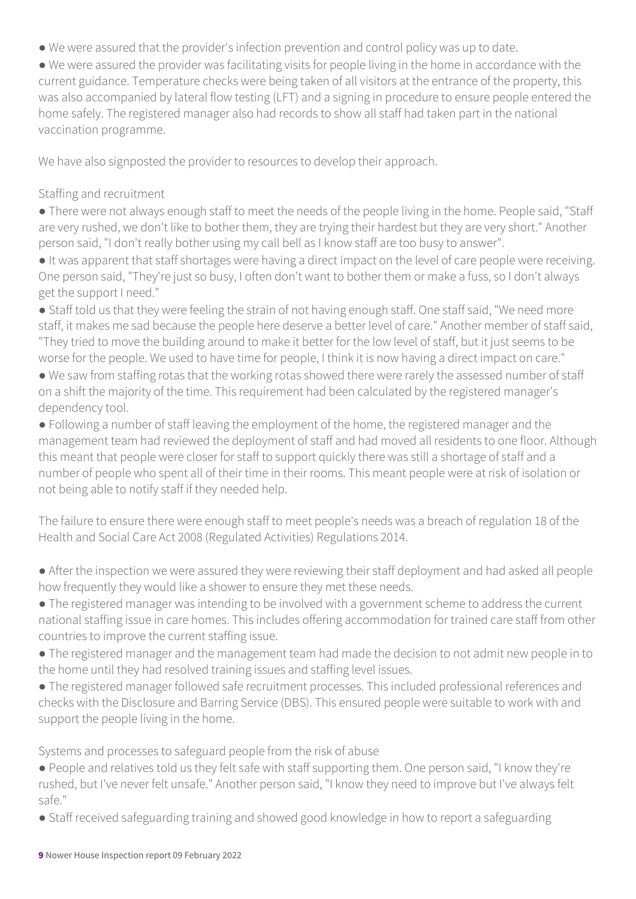- We were assured that the provider's infection prevention and control policy was up to date.
- We were assured the provider was facilitating visits for people living in the home in accordance with the current guidance. Temperature checks were being taken of all visitors at the entrance of the property, this was also accompanied by lateral flow testing (LFT) and a signing in procedure to ensure people entered the home safely. The registered manager also had records to show all staff had taken part in the national vaccination programme.

We have also signposted the provider to resources to develop their approach.

Staffing and recruitment

- There were not always enough staff to meet the needs of the people living in the home. People said, "Staff are very rushed, we don't like to bother them, they are trying their hardest but they are very short." Another person said, "I don't really bother using my call bell as I know staff are too busy to answer".
- It was apparent that staff shortages were having a direct impact on the level of care people were receiving. One person said, "They're just so busy, I often don't want to bother them or make a fuss, so I don't always get the support I need."
- Staff told us that they were feeling the strain of not having enough staff. One staff said, "We need more staff, it makes me sad because the people here deserve a better level of care." Another member of staff said, "They tried to move the building around to make it better for the low level of staff, but it just seems to be worse for the people. We used to have time for people, I think it is now having a direct impact on care."
- We saw from staffing rotas that the working rotas showed there were rarely the assessed number of staff on a shift the majority of the time. This requirement had been calculated by the registered manager's dependency tool.
- Following a number of staff leaving the employment of the home, the registered manager and the management team had reviewed the deployment of staff and had moved all residents to one floor. Although this meant that people were closer for staff to support quickly there was still a shortage of staff and a number of people who spent all of their time in their rooms. This meant people were at risk of isolation or not being able to notify staff if they needed help.

The failure to ensure there were enough staff to meet people's needs was a breach of regulation 18 of the Health and Social Care Act 2008 (Regulated Activities) Regulations 2014.

- After the inspection we were assured they were reviewing their staff deployment and had asked all people how frequently they would like a shower to ensure they met these needs.
- The registered manager was intending to be involved with a government scheme to address the current national staffing issue in care homes. This includes offering accommodation for trained care staff from other countries to improve the current staffing issue.
- The registered manager and the management team had made the decision to not admit new people in to the home until they had resolved training issues and staffing level issues.
- The registered manager followed safe recruitment processes. This included professional references and checks with the Disclosure and Barring Service (DBS). This ensured people were suitable to work with and support the people living in the home.

Systems and processes to safeguard people from the risk of abuse

- People and relatives told us they felt safe with staff supporting them. One person said, "I know they're rushed, but I've never felt unsafe." Another person said, "I know they need to improve but I've always felt safe."
- Staff received safeguarding training and showed good knowledge in how to report a safeguarding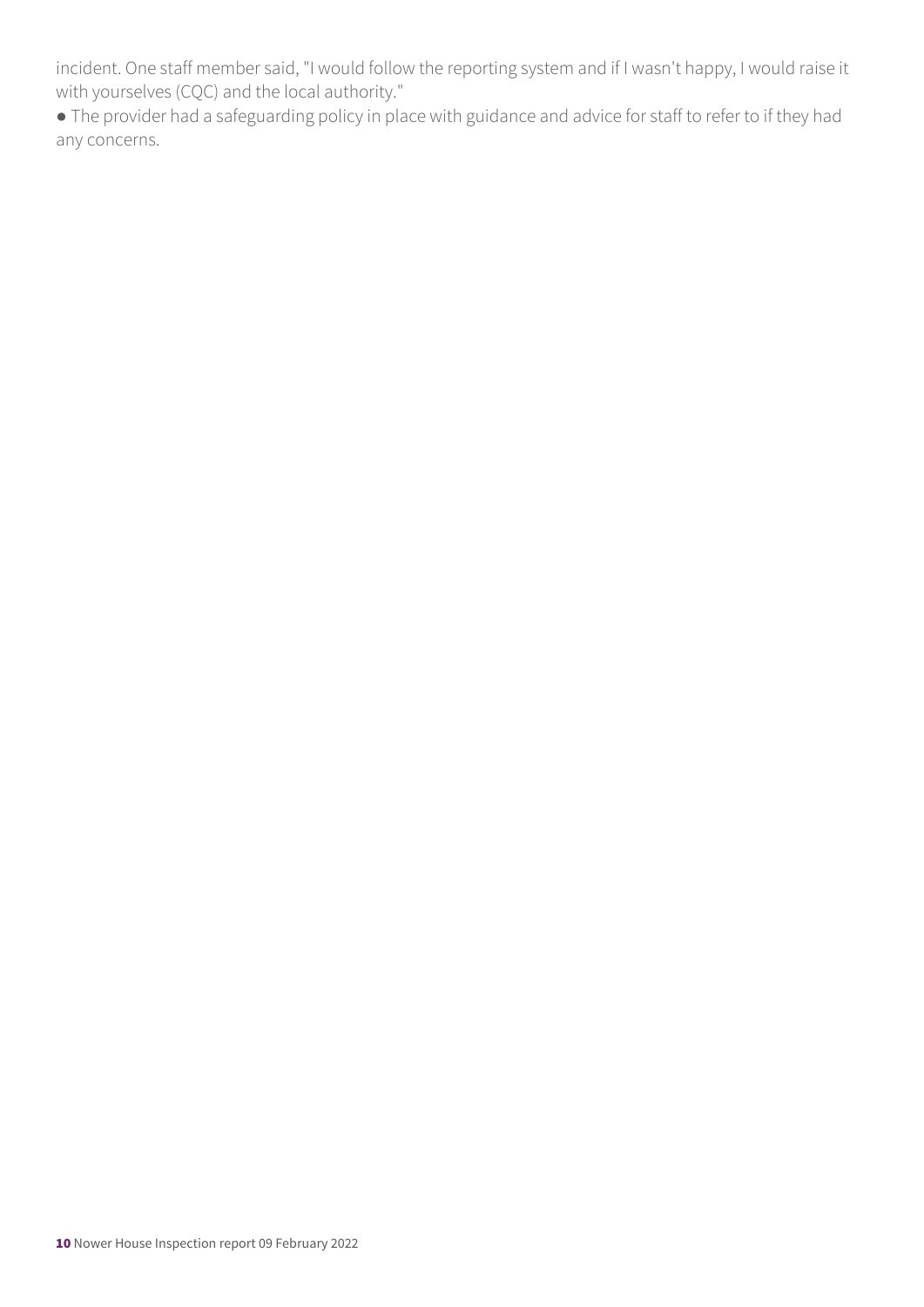incident. One staff member said, "I would follow the reporting system and if I wasn't happy, I would raise it with yourselves (CQC) and the local authority."

- The provider had a safeguarding policy in place with guidance and advice for staff to refer to if they had any concerns.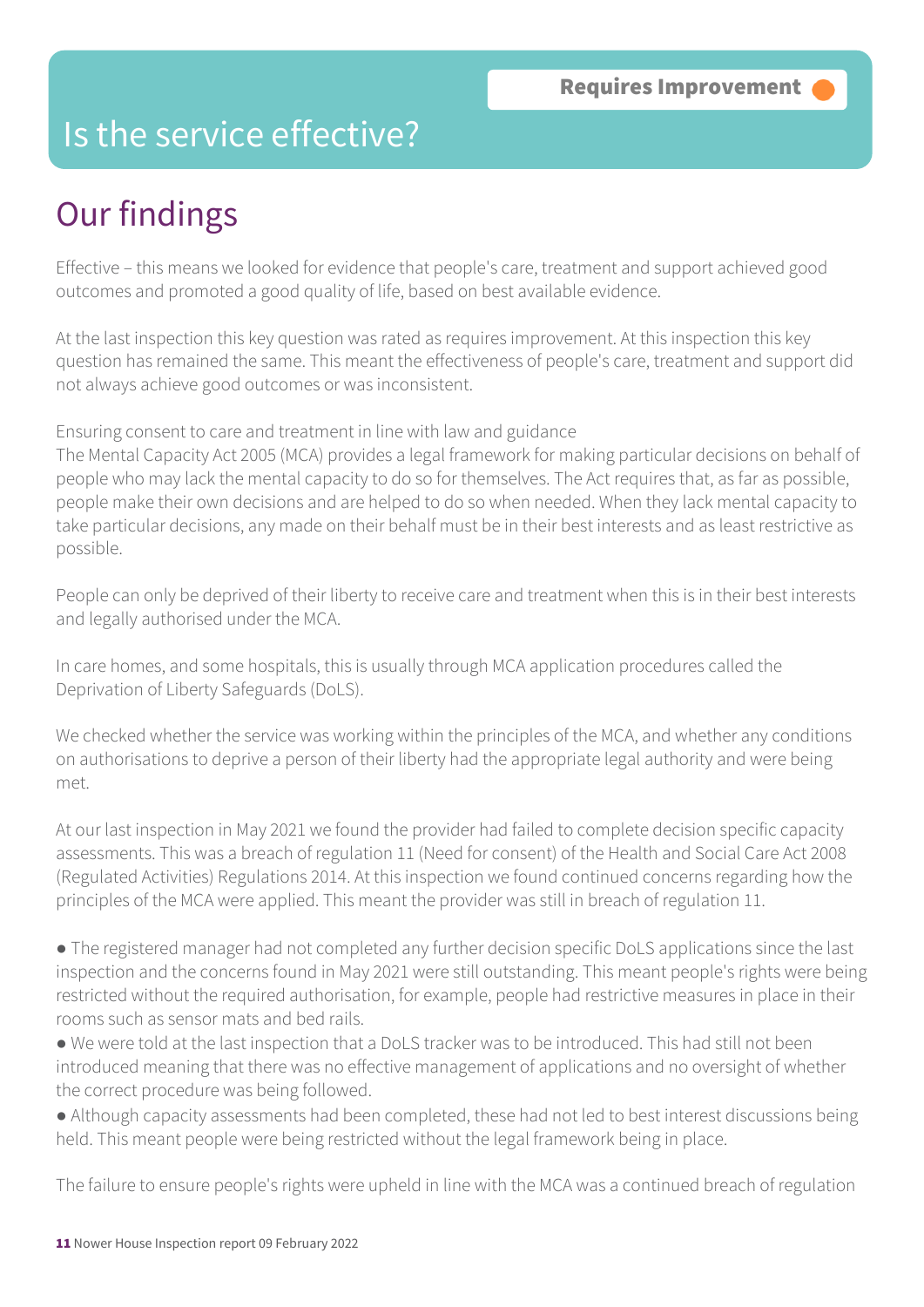**Requires Improvement**

# Is the service effective?

## Our findings

Effective – this means we looked for evidence that people's care, treatment and support achieved good outcomes and promoted a good quality of life, based on best available evidence.

At the last inspection this key question was rated as requires improvement. At this inspection this key question has remained the same. This meant the effectiveness of people's care, treatment and support did not always achieve good outcomes or was inconsistent.

Ensuring consent to care and treatment in line with law and guidance
The Mental Capacity Act 2005 (MCA) provides a legal framework for making particular decisions on behalf of people who may lack the mental capacity to do so for themselves. The Act requires that, as far as possible, people make their own decisions and are helped to do so when needed. When they lack mental capacity to take particular decisions, any made on their behalf must be in their best interests and as least restrictive as possible.

People can only be deprived of their liberty to receive care and treatment when this is in their best interests and legally authorised under the MCA.

In care homes, and some hospitals, this is usually through MCA application procedures called the Deprivation of Liberty Safeguards (DoLS).

We checked whether the service was working within the principles of the MCA, and whether any conditions on authorisations to deprive a person of their liberty had the appropriate legal authority and were being met.

At our last inspection in May 2021 we found the provider had failed to complete decision specific capacity assessments. This was a breach of regulation 11 (Need for consent) of the Health and Social Care Act 2008 (Regulated Activities) Regulations 2014. At this inspection we found continued concerns regarding how the principles of the MCA were applied. This meant the provider was still in breach of regulation 11.

- The registered manager had not completed any further decision specific DoLS applications since the last inspection and the concerns found in May 2021 were still outstanding. This meant people's rights were being restricted without the required authorisation, for example, people had restrictive measures in place in their rooms such as sensor mats and bed rails.
- We were told at the last inspection that a DoLS tracker was to be introduced. This had still not been introduced meaning that there was no effective management of applications and no oversight of whether the correct procedure was being followed.
- Although capacity assessments had been completed, these had not led to best interest discussions being held. This meant people were being restricted without the legal framework being in place.

The failure to ensure people's rights were upheld in line with the MCA was a continued breach of regulation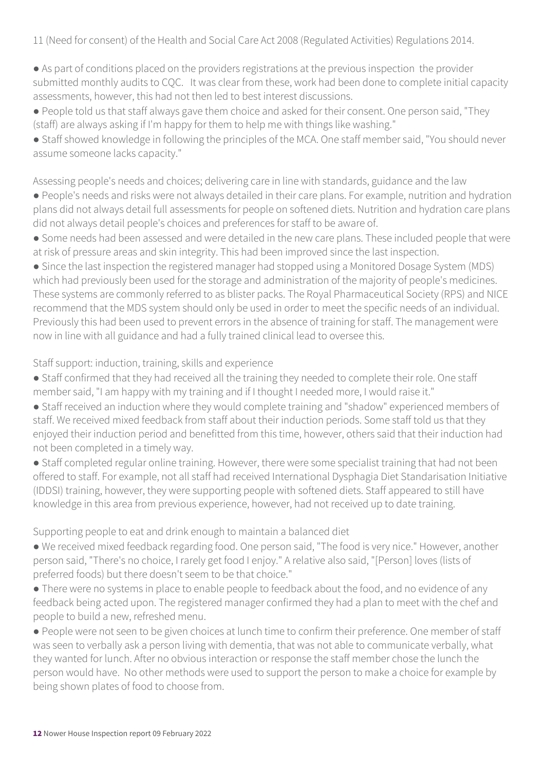11 (Need for consent) of the Health and Social Care Act 2008 (Regulated Activities) Regulations 2014.

- As part of conditions placed on the providers registrations at the previous inspection the provider submitted monthly audits to CQC. It was clear from these, work had been done to complete initial capacity assessments, however, this had not then led to best interest discussions.
- People told us that staff always gave them choice and asked for their consent. One person said, "They (staff) are always asking if I'm happy for them to help me with things like washing."
- Staff showed knowledge in following the principles of the MCA. One staff member said, "You should never assume someone lacks capacity."

Assessing people's needs and choices; delivering care in line with standards, guidance and the law

- People's needs and risks were not always detailed in their care plans. For example, nutrition and hydration plans did not always detail full assessments for people on softened diets. Nutrition and hydration care plans did not always detail people's choices and preferences for staff to be aware of.
- Some needs had been assessed and were detailed in the new care plans. These included people that were at risk of pressure areas and skin integrity. This had been improved since the last inspection.
- Since the last inspection the registered manager had stopped using a Monitored Dosage System (MDS) which had previously been used for the storage and administration of the majority of people's medicines. These systems are commonly referred to as blister packs. The Royal Pharmaceutical Society (RPS) and NICE recommend that the MDS system should only be used in order to meet the specific needs of an individual. Previously this had been used to prevent errors in the absence of training for staff. The management were now in line with all guidance and had a fully trained clinical lead to oversee this.

Staff support: induction, training, skills and experience

- Staff confirmed that they had received all the training they needed to complete their role. One staff member said, "I am happy with my training and if I thought I needed more, I would raise it."
- Staff received an induction where they would complete training and "shadow" experienced members of staff. We received mixed feedback from staff about their induction periods. Some staff told us that they enjoyed their induction period and benefitted from this time, however, others said that their induction had not been completed in a timely way.
- Staff completed regular online training. However, there were some specialist training that had not been offered to staff. For example, not all staff had received International Dysphagia Diet Standarisation Initiative (IDDSI) training, however, they were supporting people with softened diets. Staff appeared to still have knowledge in this area from previous experience, however, had not received up to date training.

Supporting people to eat and drink enough to maintain a balanced diet

- We received mixed feedback regarding food. One person said, "The food is very nice." However, another person said, "There's no choice, I rarely get food I enjoy." A relative also said, "[Person] loves (lists of preferred foods) but there doesn't seem to be that choice."
- There were no systems in place to enable people to feedback about the food, and no evidence of any feedback being acted upon. The registered manager confirmed they had a plan to meet with the chef and people to build a new, refreshed menu.
- People were not seen to be given choices at lunch time to confirm their preference. One member of staff was seen to verbally ask a person living with dementia, that was not able to communicate verbally, what they wanted for lunch. After no obvious interaction or response the staff member chose the lunch the person would have. No other methods were used to support the person to make a choice for example by being shown plates of food to choose from.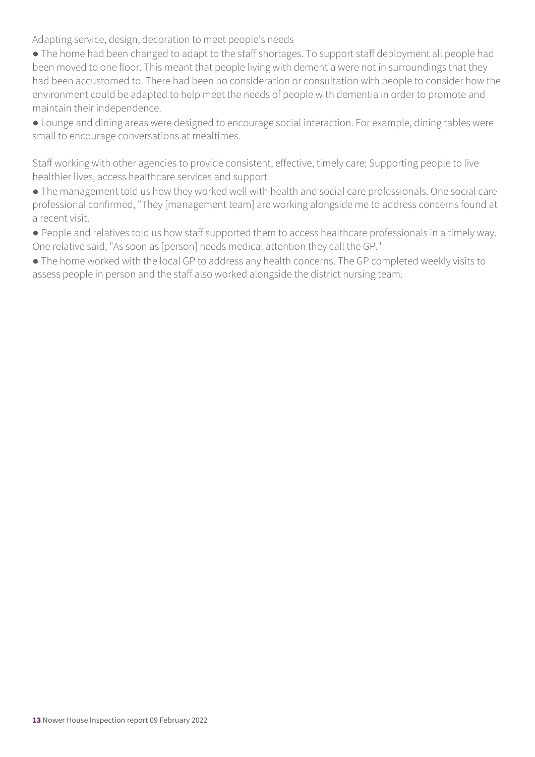Adapting service, design, decoration to meet people's needs

- The home had been changed to adapt to the staff shortages. To support staff deployment all people had been moved to one floor. This meant that people living with dementia were not in surroundings that they had been accustomed to. There had been no consideration or consultation with people to consider how the environment could be adapted to help meet the needs of people with dementia in order to promote and maintain their independence.
- Lounge and dining areas were designed to encourage social interaction. For example, dining tables were small to encourage conversations at mealtimes.

Staff working with other agencies to provide consistent, effective, timely care; Supporting people to live healthier lives, access healthcare services and support

- The management told us how they worked well with health and social care professionals. One social care professional confirmed, "They [management team] are working alongside me to address concerns found at a recent visit.
- People and relatives told us how staff supported them to access healthcare professionals in a timely way. One relative said, "As soon as [person] needs medical attention they call the GP."
- The home worked with the local GP to address any health concerns. The GP completed weekly visits to assess people in person and the staff also worked alongside the district nursing team.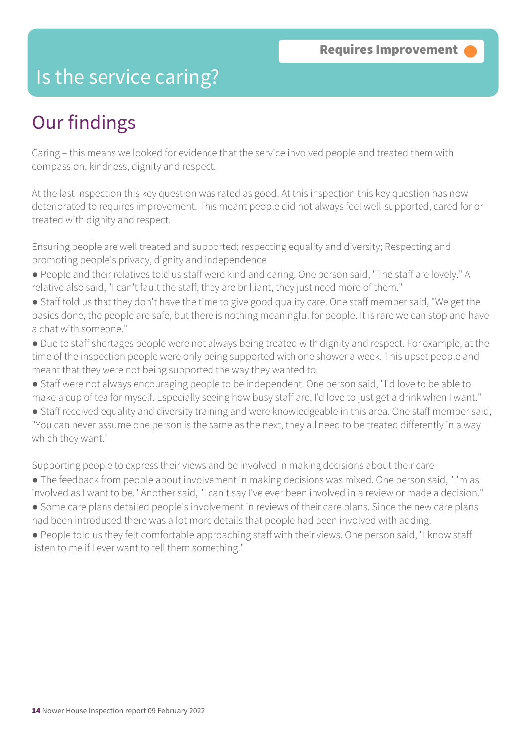Requires Improvement

# Is the service caring?

## Our findings

Caring – this means we looked for evidence that the service involved people and treated them with compassion, kindness, dignity and respect.

At the last inspection this key question was rated as good. At this inspection this key question has now deteriorated to requires improvement. This meant people did not always feel well-supported, cared for or treated with dignity and respect.

Ensuring people are well treated and supported; respecting equality and diversity; Respecting and promoting people's privacy, dignity and independence

- People and their relatives told us staff were kind and caring. One person said, "The staff are lovely." A relative also said, "I can't fault the staff, they are brilliant, they just need more of them."
- Staff told us that they don't have the time to give good quality care. One staff member said, "We get the basics done, the people are safe, but there is nothing meaningful for people. It is rare we can stop and have a chat with someone."
- Due to staff shortages people were not always being treated with dignity and respect. For example, at the time of the inspection people were only being supported with one shower a week. This upset people and meant that they were not being supported the way they wanted to.
- Staff were not always encouraging people to be independent. One person said, "I'd love to be able to make a cup of tea for myself. Especially seeing how busy staff are, I'd love to just get a drink when I want."
- Staff received equality and diversity training and were knowledgeable in this area. One staff member said, "You can never assume one person is the same as the next, they all need to be treated differently in a way which they want."

Supporting people to express their views and be involved in making decisions about their care

- The feedback from people about involvement in making decisions was mixed. One person said, "I'm as involved as I want to be." Another said, "I can't say I've ever been involved in a review or made a decision."
- Some care plans detailed people's involvement in reviews of their care plans. Since the new care plans had been introduced there was a lot more details that people had been involved with adding.
- People told us they felt comfortable approaching staff with their views. One person said, "I know staff listen to me if I ever want to tell them something."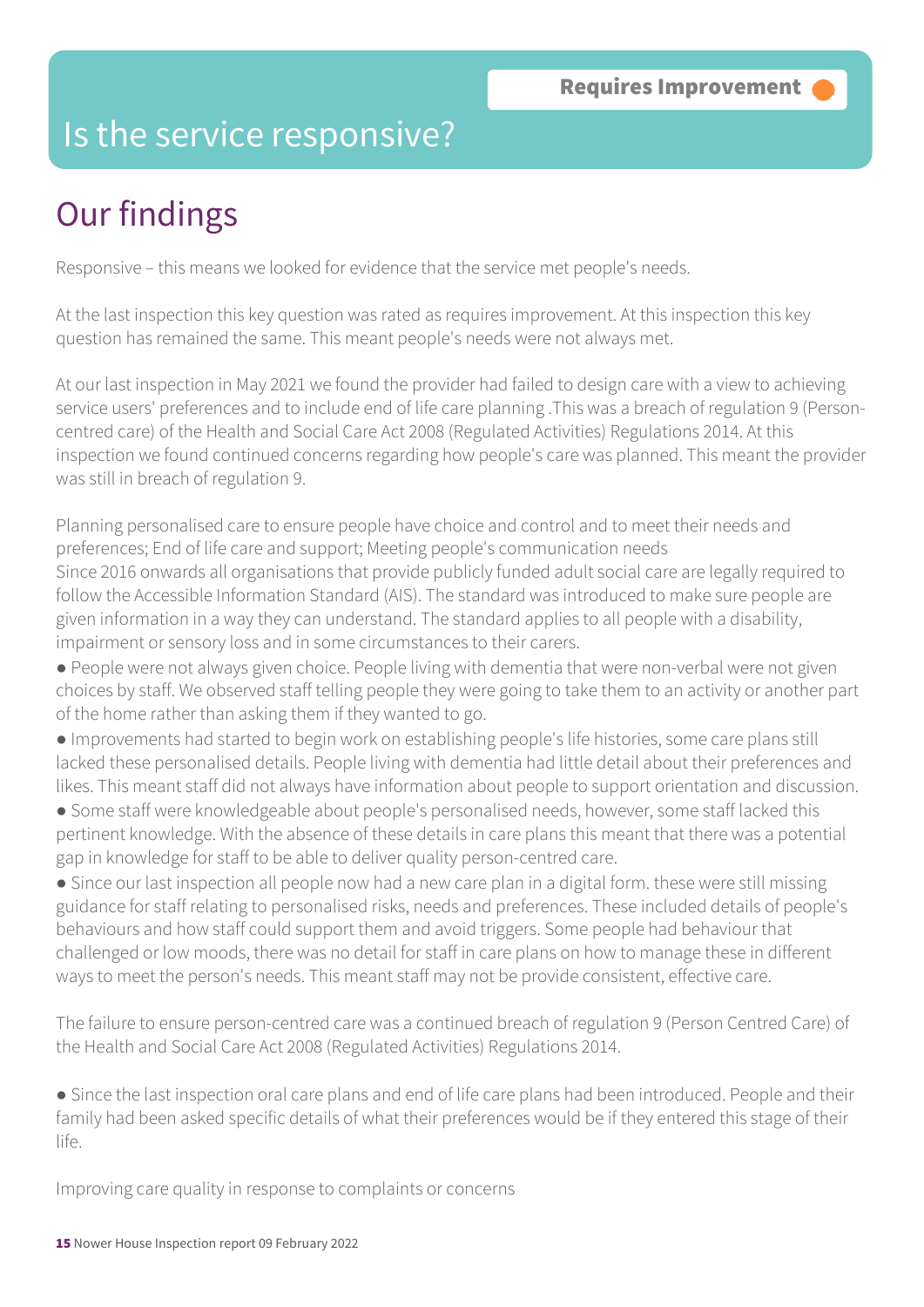**Requires Improvement**

# Is the service responsive?

## Our findings

Responsive – this means we looked for evidence that the service met people's needs.

At the last inspection this key question was rated as requires improvement. At this inspection this key question has remained the same. This meant people's needs were not always met.

At our last inspection in May 2021 we found the provider had failed to design care with a view to achieving service users' preferences and to include end of life care planning .This was a breach of regulation 9 (Person-centred care) of the Health and Social Care Act 2008 (Regulated Activities) Regulations 2014. At this inspection we found continued concerns regarding how people's care was planned. This meant the provider was still in breach of regulation 9.

Planning personalised care to ensure people have choice and control and to meet their needs and preferences; End of life care and support; Meeting people's communication needs
Since 2016 onwards all organisations that provide publicly funded adult social care are legally required to follow the Accessible Information Standard (AIS). The standard was introduced to make sure people are given information in a way they can understand. The standard applies to all people with a disability, impairment or sensory loss and in some circumstances to their carers.

- People were not always given choice. People living with dementia that were non-verbal were not given choices by staff. We observed staff telling people they were going to take them to an activity or another part of the home rather than asking them if they wanted to go.
- Improvements had started to begin work on establishing people's life histories, some care plans still lacked these personalised details. People living with dementia had little detail about their preferences and likes. This meant staff did not always have information about people to support orientation and discussion.
- Some staff were knowledgeable about people's personalised needs, however, some staff lacked this pertinent knowledge. With the absence of these details in care plans this meant that there was a potential gap in knowledge for staff to be able to deliver quality person-centred care.
- Since our last inspection all people now had a new care plan in a digital form. these were still missing guidance for staff relating to personalised risks, needs and preferences. These included details of people's behaviours and how staff could support them and avoid triggers. Some people had behaviour that challenged or low moods, there was no detail for staff in care plans on how to manage these in different ways to meet the person's needs. This meant staff may not be provide consistent, effective care.

The failure to ensure person-centred care was a continued breach of regulation 9 (Person Centred Care) of the Health and Social Care Act 2008 (Regulated Activities) Regulations 2014.

- Since the last inspection oral care plans and end of life care plans had been introduced. People and their family had been asked specific details of what their preferences would be if they entered this stage of their life.

Improving care quality in response to complaints or concerns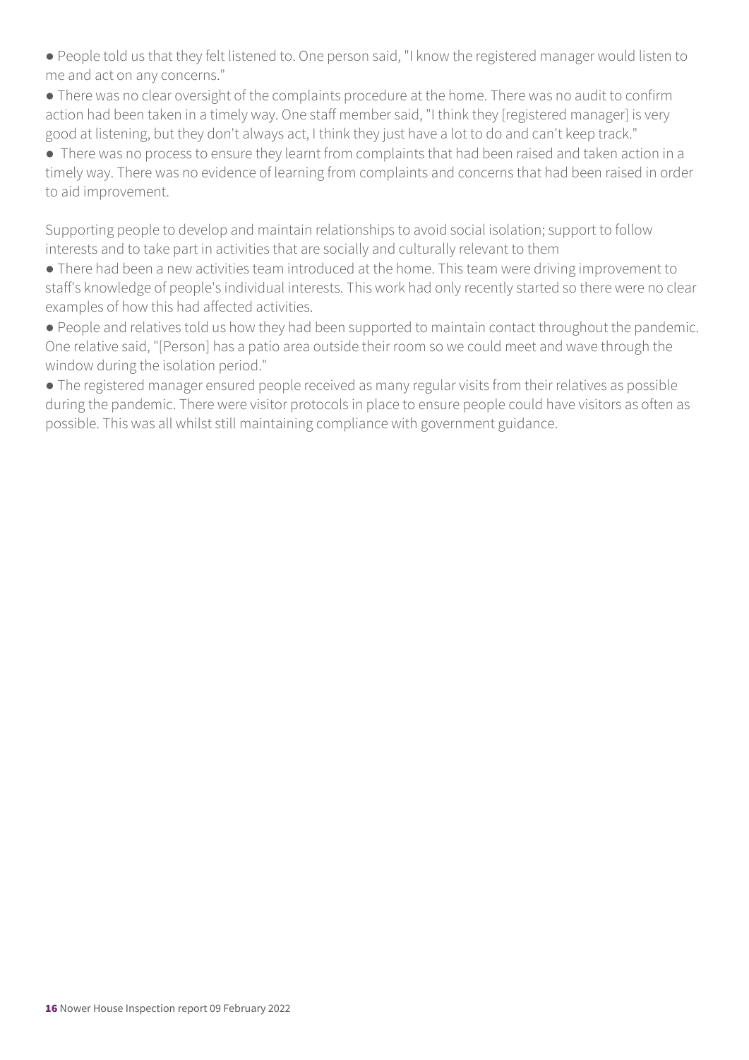- People told us that they felt listened to. One person said, "I know the registered manager would listen to me and act on any concerns."
- There was no clear oversight of the complaints procedure at the home. There was no audit to confirm action had been taken in a timely way. One staff member said, "I think they [registered manager] is very good at listening, but they don't always act, I think they just have a lot to do and can't keep track."
- There was no process to ensure they learnt from complaints that had been raised and taken action in a timely way. There was no evidence of learning from complaints and concerns that had been raised in order to aid improvement.

Supporting people to develop and maintain relationships to avoid social isolation; support to follow interests and to take part in activities that are socially and culturally relevant to them

- There had been a new activities team introduced at the home. This team were driving improvement to staff's knowledge of people's individual interests. This work had only recently started so there were no clear examples of how this had affected activities.
- People and relatives told us how they had been supported to maintain contact throughout the pandemic. One relative said, "[Person] has a patio area outside their room so we could meet and wave through the window during the isolation period."
- The registered manager ensured people received as many regular visits from their relatives as possible during the pandemic. There were visitor protocols in place to ensure people could have visitors as often as possible. This was all whilst still maintaining compliance with government guidance.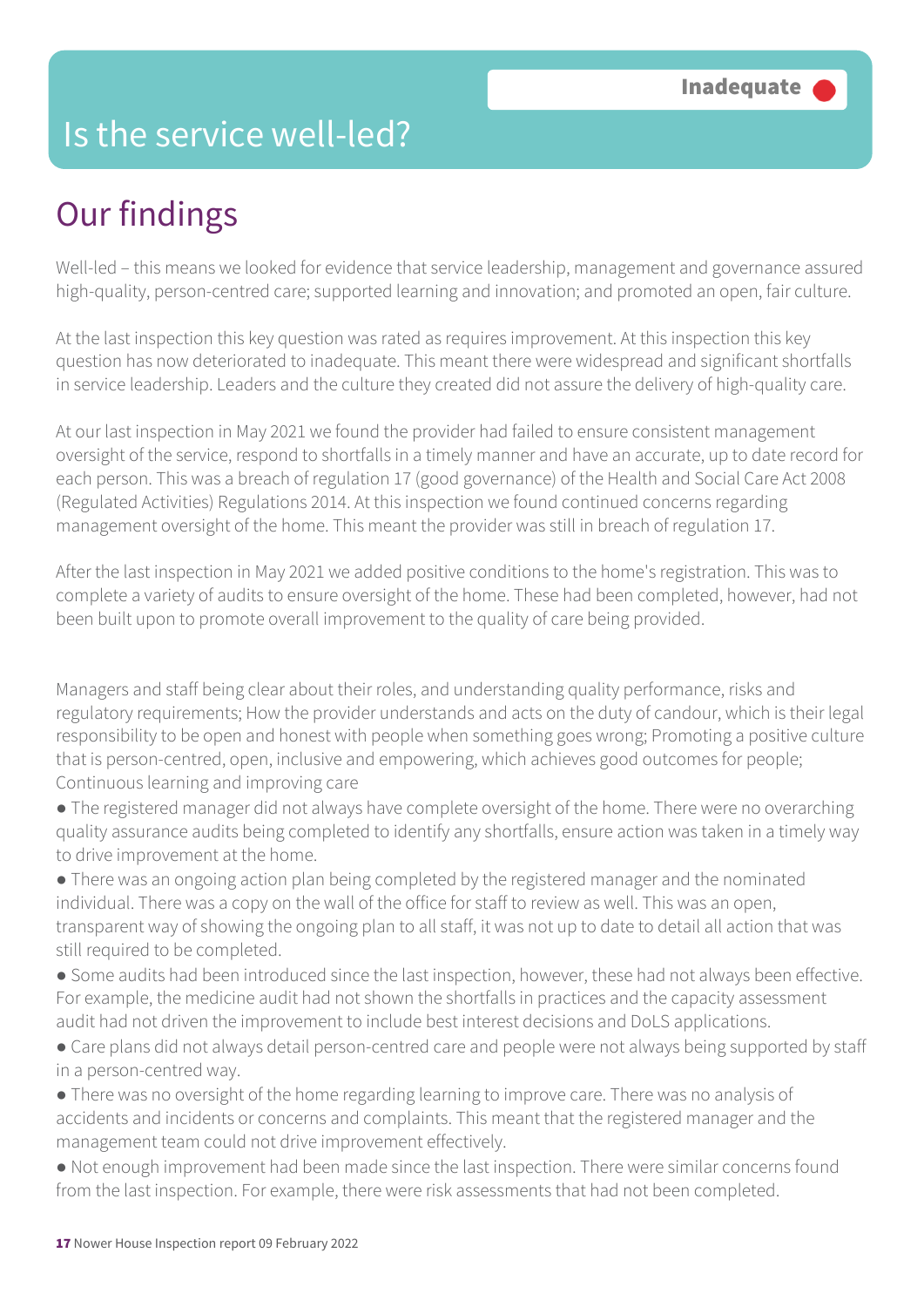# Is the service well-led?

**Inadequate**

## Our findings

Well-led – this means we looked for evidence that service leadership, management and governance assured high-quality, person-centred care; supported learning and innovation; and promoted an open, fair culture.

At the last inspection this key question was rated as requires improvement. At this inspection this key question has now deteriorated to inadequate. This meant there were widespread and significant shortfalls in service leadership. Leaders and the culture they created did not assure the delivery of high-quality care.

At our last inspection in May 2021 we found the provider had failed to ensure consistent management oversight of the service, respond to shortfalls in a timely manner and have an accurate, up to date record for each person. This was a breach of regulation 17 (good governance) of the Health and Social Care Act 2008 (Regulated Activities) Regulations 2014. At this inspection we found continued concerns regarding management oversight of the home. This meant the provider was still in breach of regulation 17.

After the last inspection in May 2021 we added positive conditions to the home's registration. This was to complete a variety of audits to ensure oversight of the home. These had been completed, however, had not been built upon to promote overall improvement to the quality of care being provided.

Managers and staff being clear about their roles, and understanding quality performance, risks and regulatory requirements; How the provider understands and acts on the duty of candour, which is their legal responsibility to be open and honest with people when something goes wrong; Promoting a positive culture that is person-centred, open, inclusive and empowering, which achieves good outcomes for people; Continuous learning and improving care

- The registered manager did not always have complete oversight of the home. There were no overarching quality assurance audits being completed to identify any shortfalls, ensure action was taken in a timely way to drive improvement at the home.
- There was an ongoing action plan being completed by the registered manager and the nominated individual. There was a copy on the wall of the office for staff to review as well. This was an open, transparent way of showing the ongoing plan to all staff, it was not up to date to detail all action that was still required to be completed.
- Some audits had been introduced since the last inspection, however, these had not always been effective. For example, the medicine audit had not shown the shortfalls in practices and the capacity assessment audit had not driven the improvement to include best interest decisions and DoLS applications.
- Care plans did not always detail person-centred care and people were not always being supported by staff in a person-centred way.
- There was no oversight of the home regarding learning to improve care. There was no analysis of accidents and incidents or concerns and complaints. This meant that the registered manager and the management team could not drive improvement effectively.
- Not enough improvement had been made since the last inspection. There were similar concerns found from the last inspection. For example, there were risk assessments that had not been completed.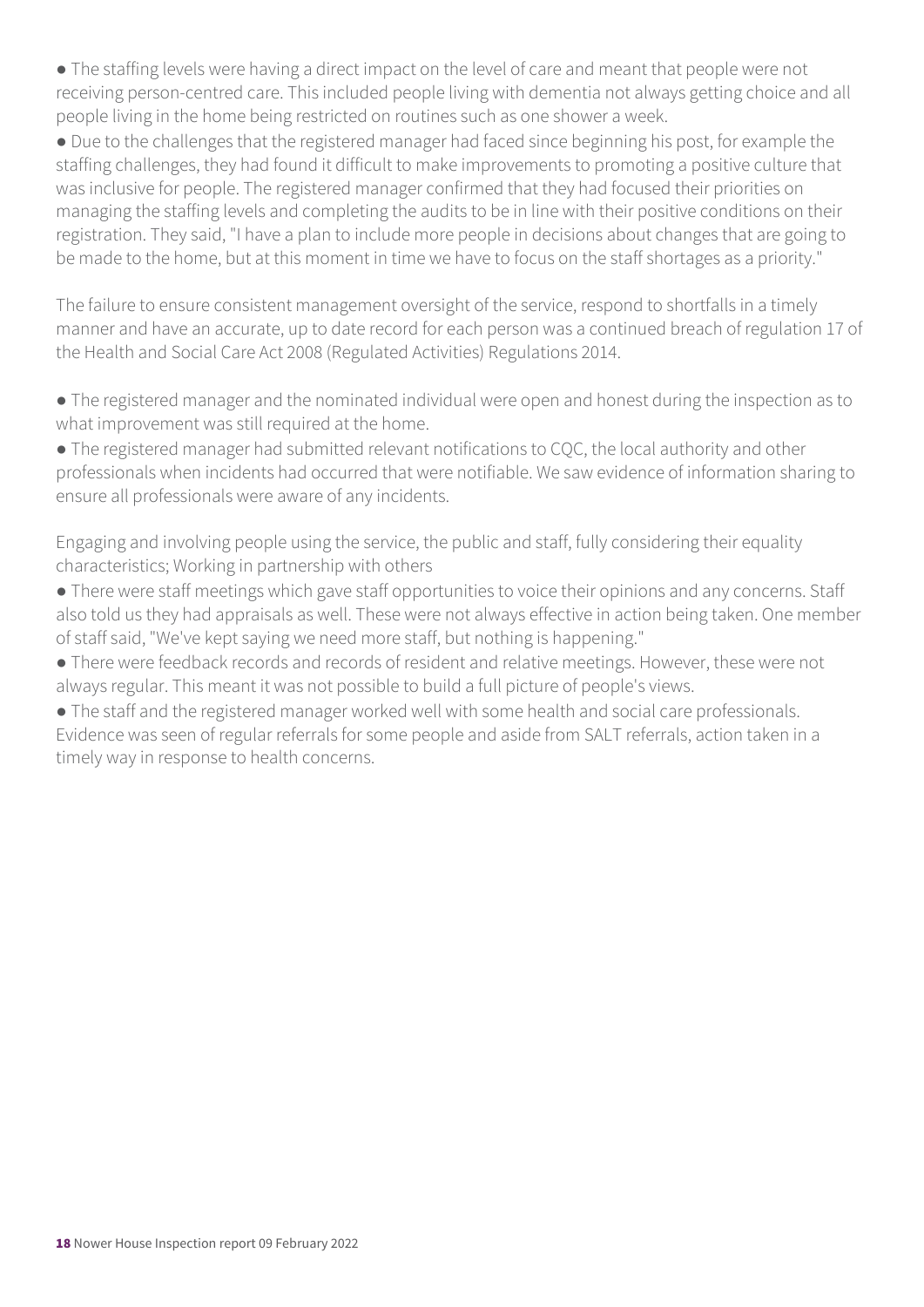- The staffing levels were having a direct impact on the level of care and meant that people were not receiving person-centred care. This included people living with dementia not always getting choice and all people living in the home being restricted on routines such as one shower a week.
- Due to the challenges that the registered manager had faced since beginning his post, for example the staffing challenges, they had found it difficult to make improvements to promoting a positive culture that was inclusive for people. The registered manager confirmed that they had focused their priorities on managing the staffing levels and completing the audits to be in line with their positive conditions on their registration. They said, "I have a plan to include more people in decisions about changes that are going to be made to the home, but at this moment in time we have to focus on the staff shortages as a priority."

The failure to ensure consistent management oversight of the service, respond to shortfalls in a timely manner and have an accurate, up to date record for each person was a continued breach of regulation 17 of the Health and Social Care Act 2008 (Regulated Activities) Regulations 2014.

- The registered manager and the nominated individual were open and honest during the inspection as to what improvement was still required at the home.
- The registered manager had submitted relevant notifications to CQC, the local authority and other professionals when incidents had occurred that were notifiable. We saw evidence of information sharing to ensure all professionals were aware of any incidents.

Engaging and involving people using the service, the public and staff, fully considering their equality characteristics; Working in partnership with others

- There were staff meetings which gave staff opportunities to voice their opinions and any concerns. Staff also told us they had appraisals as well. These were not always effective in action being taken. One member of staff said, "We've kept saying we need more staff, but nothing is happening."
- There were feedback records and records of resident and relative meetings. However, these were not always regular. This meant it was not possible to build a full picture of people's views.
- The staff and the registered manager worked well with some health and social care professionals. Evidence was seen of regular referrals for some people and aside from SALT referrals, action taken in a timely way in response to health concerns.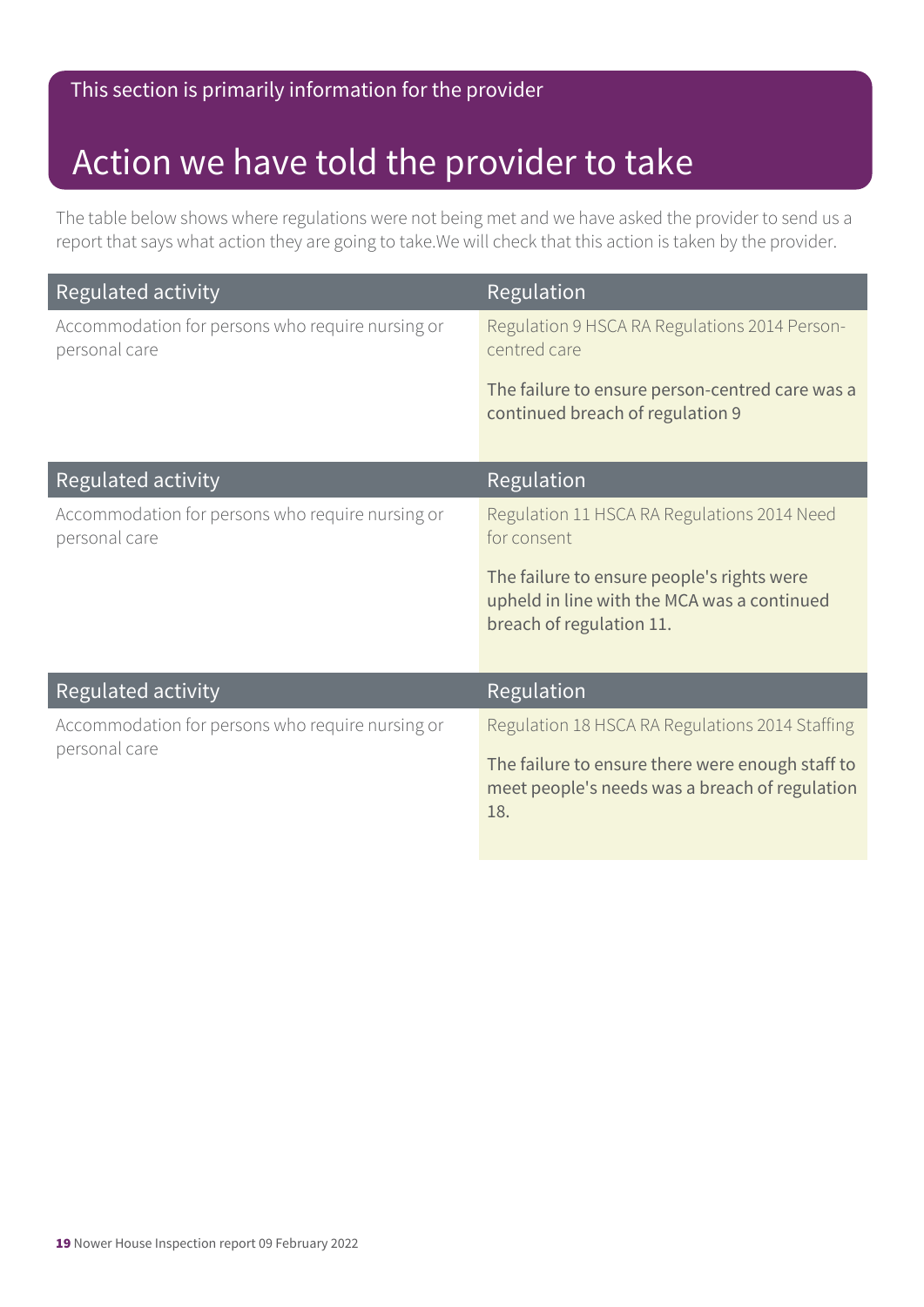This section is primarily information for the provider

# Action we have told the provider to take

The table below shows where regulations were not being met and we have asked the provider to send us a report that says what action they are going to take.We will check that this action is taken by the provider.

| Regulated activity | Regulation |
| --- | --- |
| Accommodation for persons who require nursing or personal care | Regulation 9 HSCA RA Regulations 2014 Person-centred care<br><br>The failure to ensure person-centred care was a continued breach of regulation 9 |

| Regulated activity | Regulation |
| --- | --- |
| Accommodation for persons who require nursing or personal care | Regulation 11 HSCA RA Regulations 2014 Need for consent<br><br>The failure to ensure people's rights were upheld in line with the MCA was a continued breach of regulation 11. |

| Regulated activity | Regulation |
| --- | --- |
| Accommodation for persons who require nursing or personal care | Regulation 18 HSCA RA Regulations 2014 Staffing<br><br>The failure to ensure there were enough staff to meet people's needs was a breach of regulation 18. |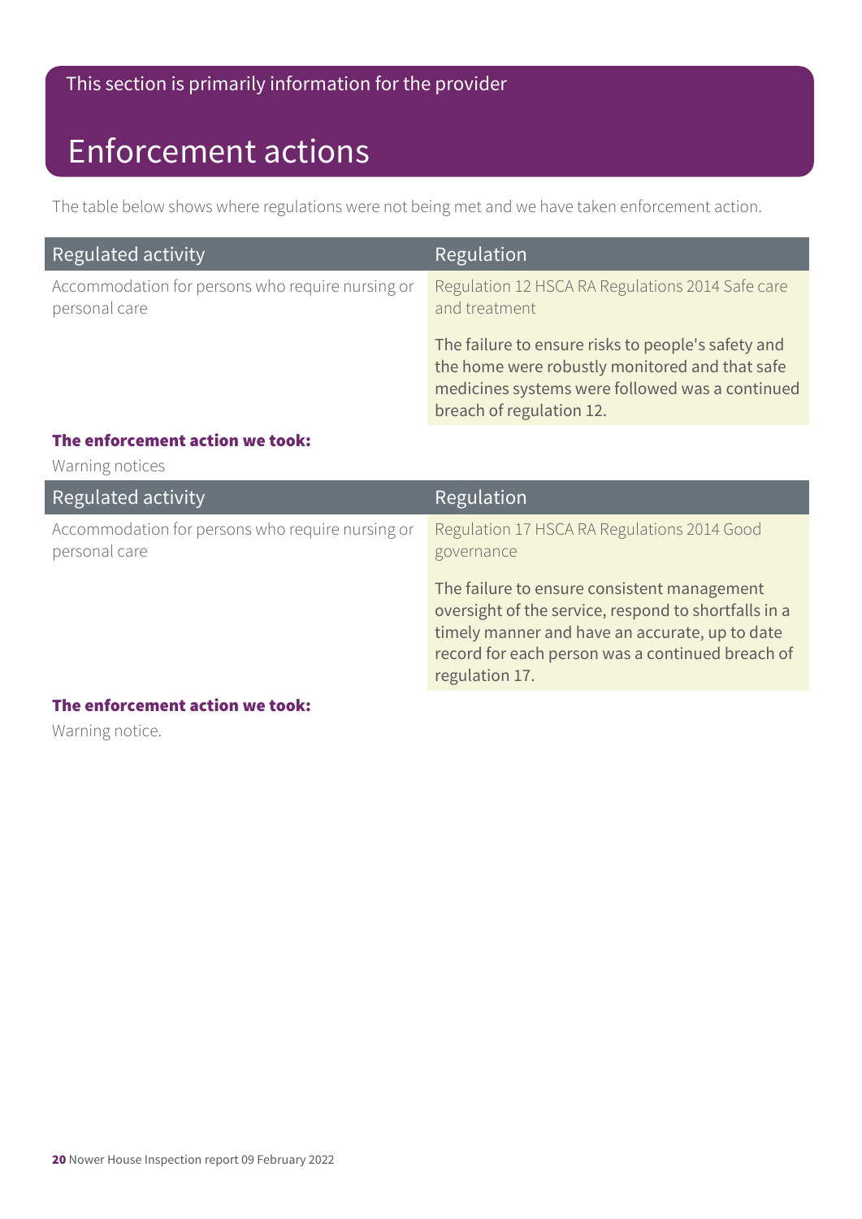This section is primarily information for the provider

# Enforcement actions

The table below shows where regulations were not being met and we have taken enforcement action.

| Regulated activity | Regulation |
| --- | --- |
| Accommodation for persons who require nursing or personal care | Regulation 12 HSCA RA Regulations 2014 Safe care and treatment<br><br>The failure to ensure risks to people's safety and the home were robustly monitored and that safe medicines systems were followed was a continued breach of regulation 12. |

**The enforcement action we took:**

Warning notices

| Regulated activity | Regulation |
| --- | --- |
| Accommodation for persons who require nursing or personal care | Regulation 17 HSCA RA Regulations 2014 Good governance<br><br>The failure to ensure consistent management oversight of the service, respond to shortfalls in a timely manner and have an accurate, up to date record for each person was a continued breach of regulation 17. |

**The enforcement action we took:**

Warning notice.